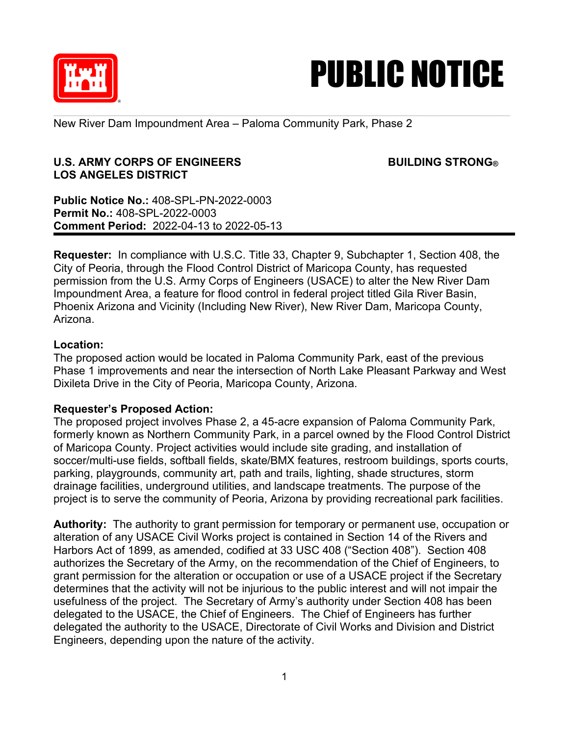# PUBLIC NOTICE

New River Dam Impoundment Area – Paloma Community Park, Phase 2

**U.S. ARMY CORPS OF ENGINEERS** **BUILDING STRONG®**
**LOS ANGELES DISTRICT**

**Public Notice No.:** 408-SPL-PN-2022-0003
**Permit No.:** 408-SPL-2022-0003
**Comment Period:** 2022-04-13 to 2022-05-13

---

**Requester:** In compliance with U.S.C. Title 33, Chapter 9, Subchapter 1, Section 408, the City of Peoria, through the Flood Control District of Maricopa County, has requested permission from the U.S. Army Corps of Engineers (USACE) to alter the New River Dam Impoundment Area, a feature for flood control in federal project titled Gila River Basin, Phoenix Arizona and Vicinity (Including New River), New River Dam, Maricopa County, Arizona.

**Location:**
The proposed action would be located in Paloma Community Park, east of the previous Phase 1 improvements and near the intersection of North Lake Pleasant Parkway and West Dixileta Drive in the City of Peoria, Maricopa County, Arizona.

**Requester's Proposed Action:**
The proposed project involves Phase 2, a 45-acre expansion of Paloma Community Park, formerly known as Northern Community Park, in a parcel owned by the Flood Control District of Maricopa County. Project activities would include site grading, and installation of soccer/multi-use fields, softball fields, skate/BMX features, restroom buildings, sports courts, parking, playgrounds, community art, path and trails, lighting, shade structures, storm drainage facilities, underground utilities, and landscape treatments. The purpose of the project is to serve the community of Peoria, Arizona by providing recreational park facilities.

**Authority:** The authority to grant permission for temporary or permanent use, occupation or alteration of any USACE Civil Works project is contained in Section 14 of the Rivers and Harbors Act of 1899, as amended, codified at 33 USC 408 ("Section 408"). Section 408 authorizes the Secretary of the Army, on the recommendation of the Chief of Engineers, to grant permission for the alteration or occupation or use of a USACE project if the Secretary determines that the activity will not be injurious to the public interest and will not impair the usefulness of the project. The Secretary of Army's authority under Section 408 has been delegated to the USACE, the Chief of Engineers. The Chief of Engineers has further delegated the authority to the USACE, Directorate of Civil Works and Division and District Engineers, depending upon the nature of the activity.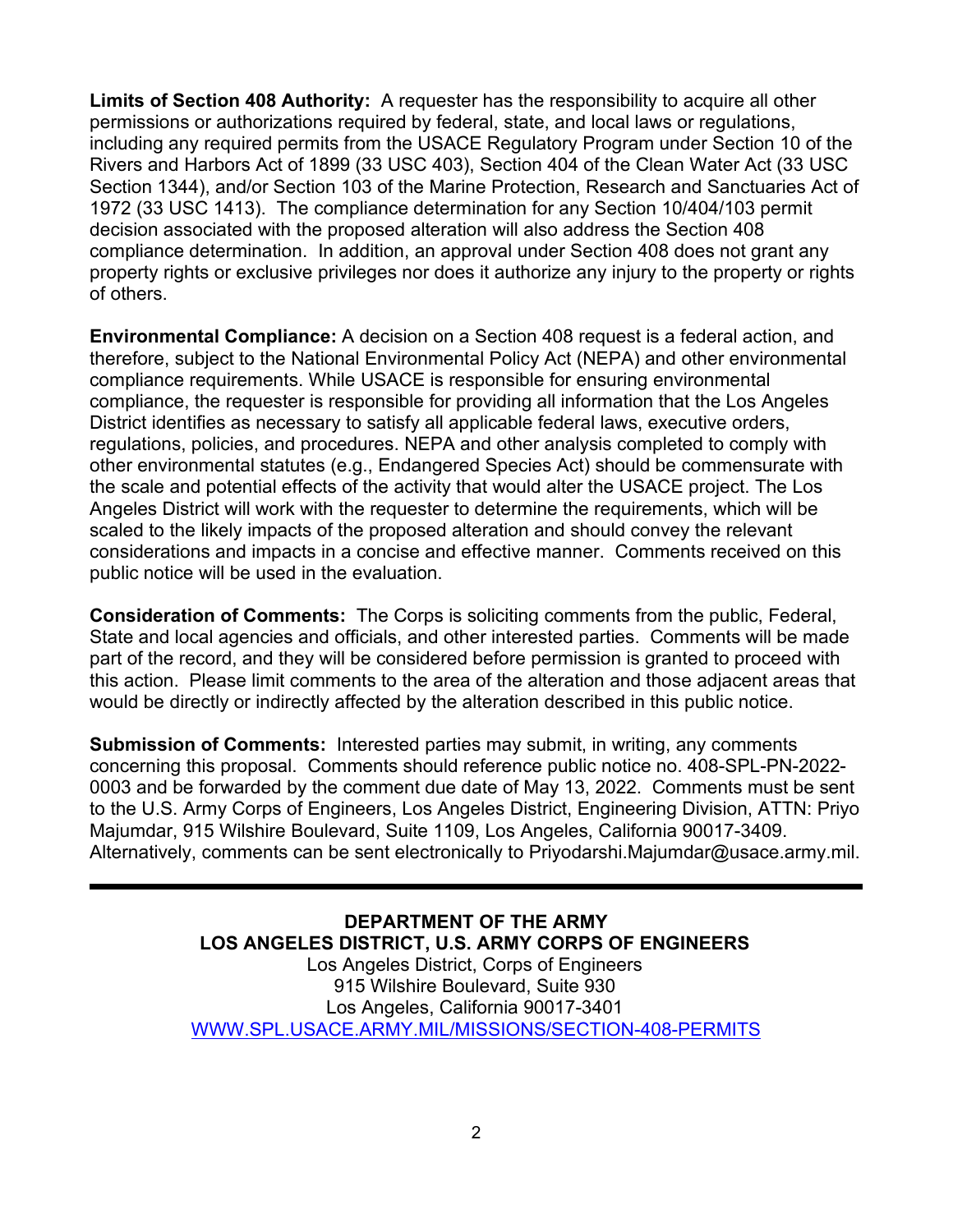**Limits of Section 408 Authority:** A requester has the responsibility to acquire all other permissions or authorizations required by federal, state, and local laws or regulations, including any required permits from the USACE Regulatory Program under Section 10 of the Rivers and Harbors Act of 1899 (33 USC 403), Section 404 of the Clean Water Act (33 USC Section 1344), and/or Section 103 of the Marine Protection, Research and Sanctuaries Act of 1972 (33 USC 1413). The compliance determination for any Section 10/404/103 permit decision associated with the proposed alteration will also address the Section 408 compliance determination. In addition, an approval under Section 408 does not grant any property rights or exclusive privileges nor does it authorize any injury to the property or rights of others.

**Environmental Compliance:** A decision on a Section 408 request is a federal action, and therefore, subject to the National Environmental Policy Act (NEPA) and other environmental compliance requirements. While USACE is responsible for ensuring environmental compliance, the requester is responsible for providing all information that the Los Angeles District identifies as necessary to satisfy all applicable federal laws, executive orders, regulations, policies, and procedures. NEPA and other analysis completed to comply with other environmental statutes (e.g., Endangered Species Act) should be commensurate with the scale and potential effects of the activity that would alter the USACE project. The Los Angeles District will work with the requester to determine the requirements, which will be scaled to the likely impacts of the proposed alteration and should convey the relevant considerations and impacts in a concise and effective manner. Comments received on this public notice will be used in the evaluation.

**Consideration of Comments:** The Corps is soliciting comments from the public, Federal, State and local agencies and officials, and other interested parties. Comments will be made part of the record, and they will be considered before permission is granted to proceed with this action. Please limit comments to the area of the alteration and those adjacent areas that would be directly or indirectly affected by the alteration described in this public notice.

**Submission of Comments:** Interested parties may submit, in writing, any comments concerning this proposal. Comments should reference public notice no. 408-SPL-PN-2022-0003 and be forwarded by the comment due date of May 13, 2022. Comments must be sent to the U.S. Army Corps of Engineers, Los Angeles District, Engineering Division, ATTN: Priyo Majumdar, 915 Wilshire Boulevard, Suite 1109, Los Angeles, California 90017-3409. Alternatively, comments can be sent electronically to Priyodarshi.Majumdar@usace.army.mil.

---

**DEPARTMENT OF THE ARMY**
**LOS ANGELES DISTRICT, U.S. ARMY CORPS OF ENGINEERS**
Los Angeles District, Corps of Engineers
915 Wilshire Boulevard, Suite 930
Los Angeles, California 90017-3401
WWW.SPL.USACE.ARMY.MIL/MISSIONS/SECTION-408-PERMITS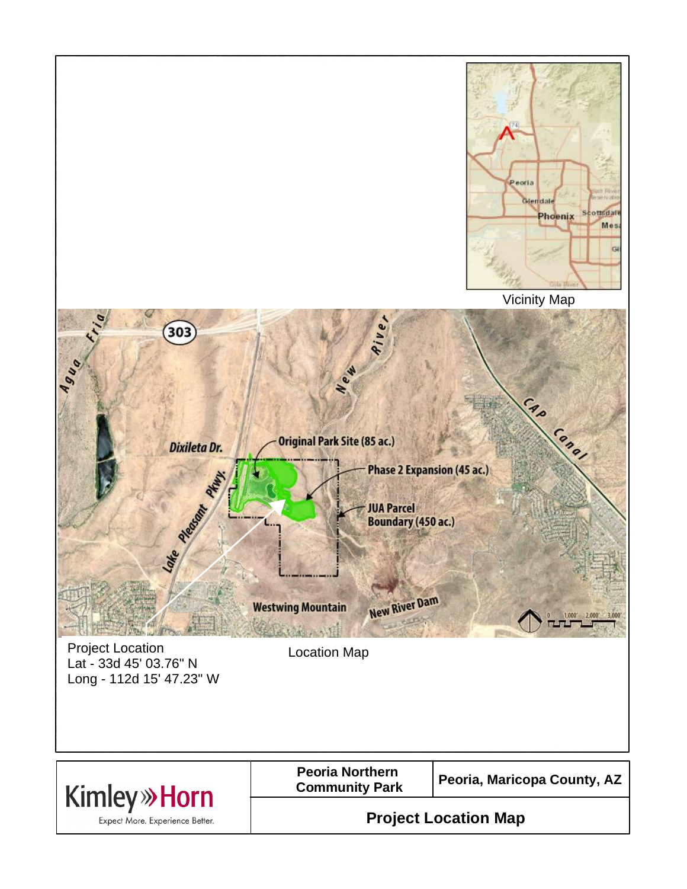Vicinity Map

Project Location
Lat - 33d 45' 03.76" N
Long - 112d 15' 47.23" W

Location Map

Original Park Site (85 ac.)

Phase 2 Expansion (45 ac.)

JUA Parcel Boundary (450 ac.)

Kimley»Horn
Expect More. Experience Better.

**Peoria Northern Community Park**

**Peoria, Maricopa County, AZ**

**Project Location Map**